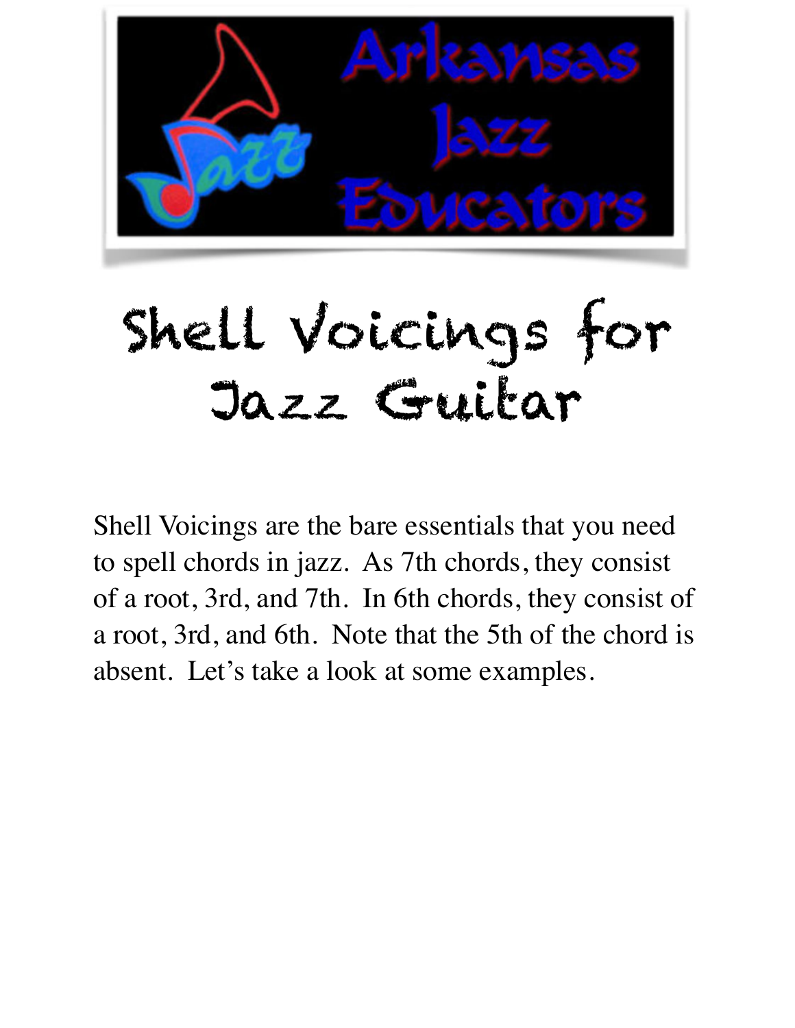Arkansas Jazz Educators

# Shell Voicings for Jazz Guitar

Shell Voicings are the bare essentials that you need to spell chords in jazz. As 7th chords, they consist of a root, 3rd, and 7th. In 6th chords, they consist of a root, 3rd, and 6th. Note that the 5th of the chord is absent. Let's take a look at some examples.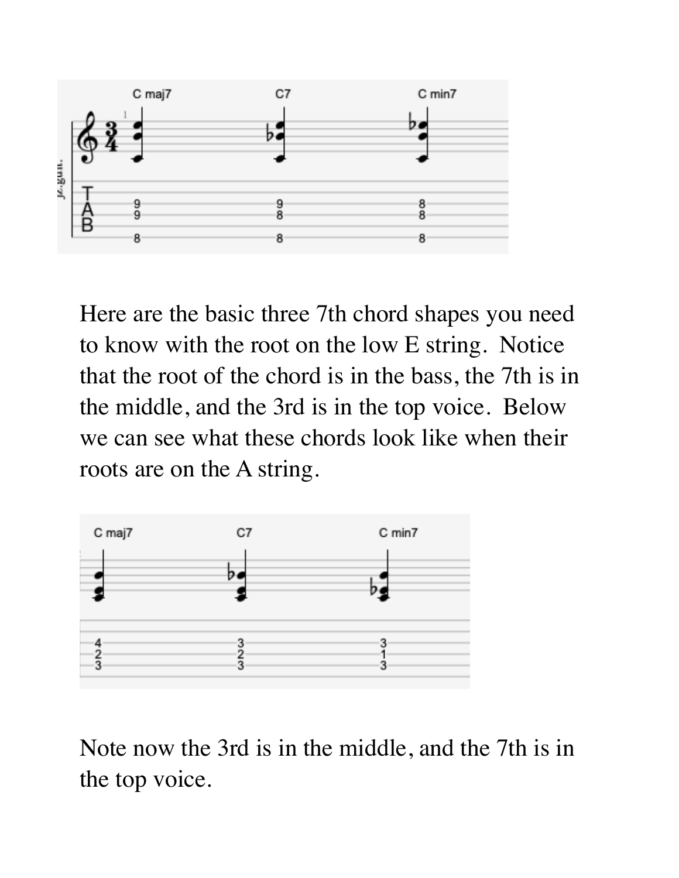Here are the basic three 7th chord shapes you need to know with the root on the low E string. Notice that the root of the chord is in the bass, the 7th is in the middle, and the 3rd is in the top voice. Below we can see what these chords look like when their roots are on the A string.

Note now the 3rd is in the middle, and the 7th is in the top voice.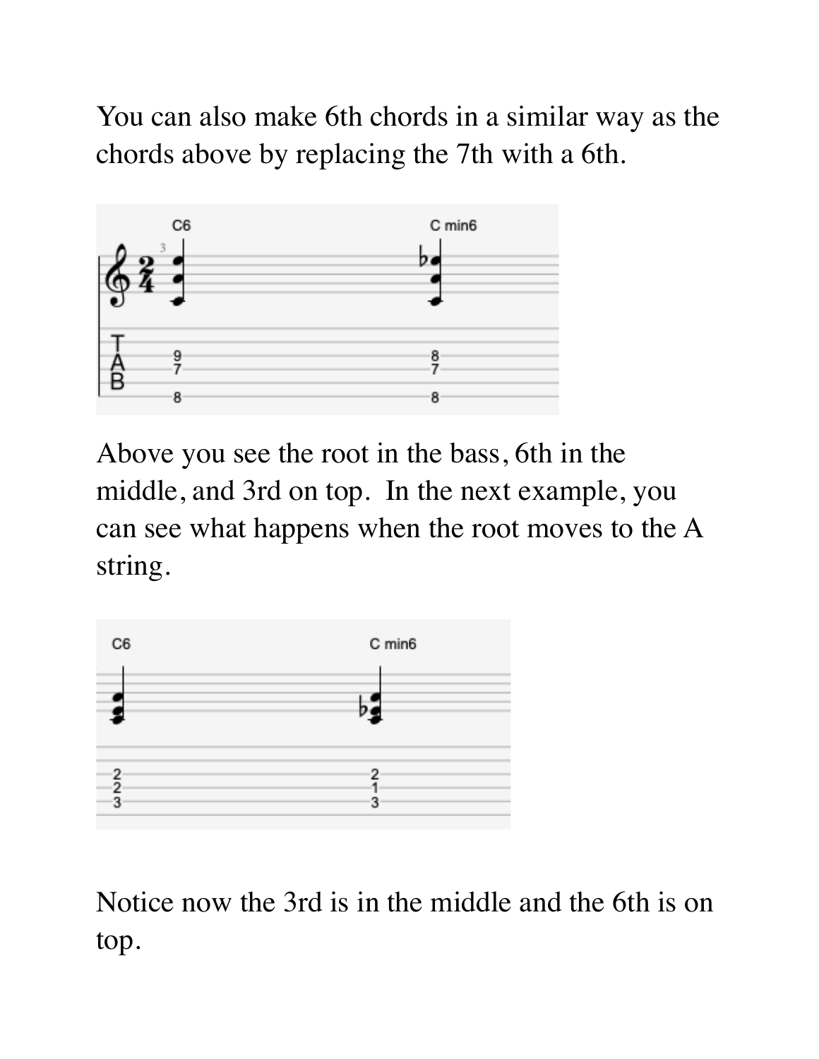You can also make 6th chords in a similar way as the chords above by replacing the 7th with a 6th.

Above you see the root in the bass, 6th in the middle, and 3rd on top. In the next example, you can see what happens when the root moves to the A string.

Notice now the 3rd is in the middle and the 6th is on top.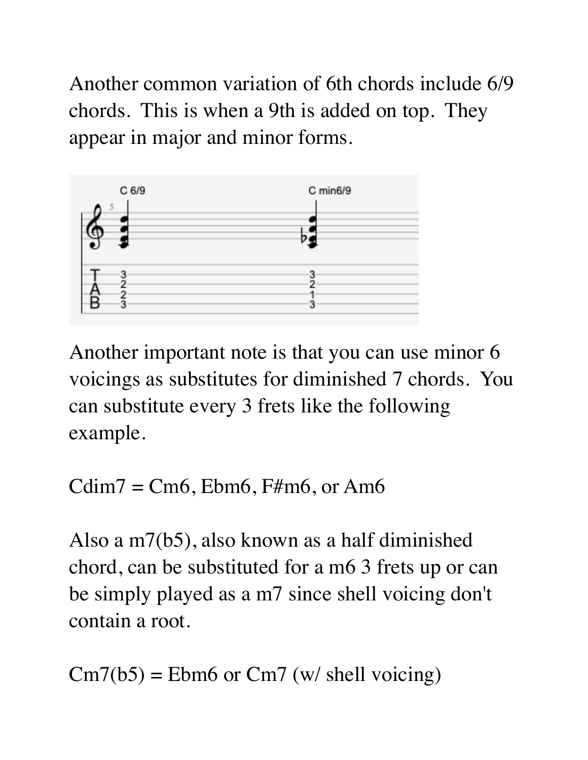Another common variation of 6th chords include 6/9 chords. This is when a 9th is added on top. They appear in major and minor forms.

```
   C 6/9          C min6/9

T  3              3
A  2              2
B  2              1
   3              3
```

Another important note is that you can use minor 6 voicings as substitutes for diminished 7 chords. You can substitute every 3 frets like the following example.

Cdim7 = Cm6, Ebm6, F#m6, or Am6

Also a m7(b5), also known as a half diminished chord, can be substituted for a m6 3 frets up or can be simply played as a m7 since shell voicing don't contain a root.

Cm7(b5) = Ebm6 or Cm7 (w/ shell voicing)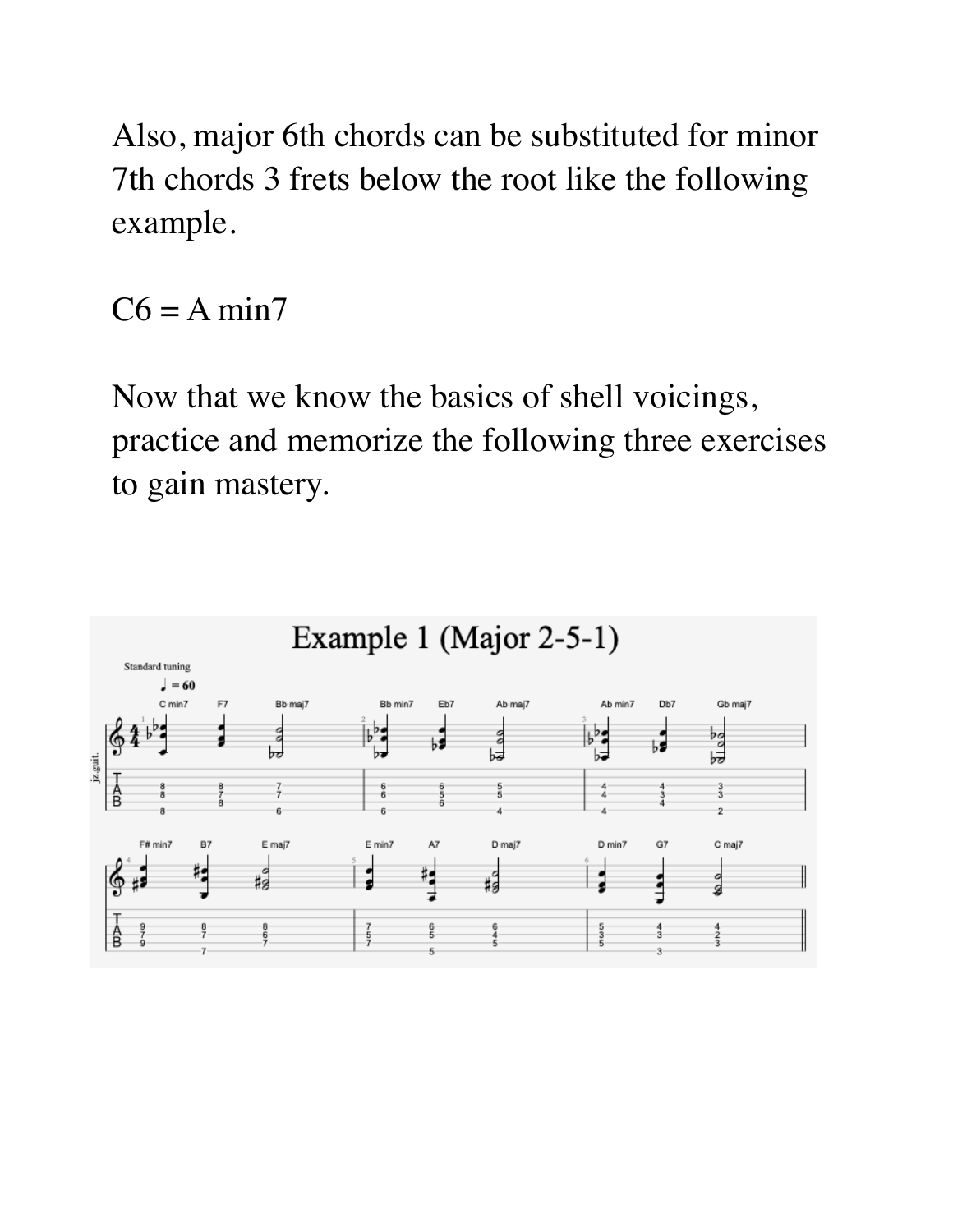Also, major 6th chords can be substituted for minor 7th chords 3 frets below the root like the following example.

C6 = A min7

Now that we know the basics of shell voicings, practice and memorize the following three exercises to gain mastery.

## Example 1 (Major 2-5-1)

Standard tuning

♩ = 60

C min7 – F7 – Bb maj7 | Bb min7 – Eb7 – Ab maj7 | Ab min7 – Db7 – Gb maj7

F# min7 – B7 – E maj7 | E min7 – A7 – D maj7 | D min7 – G7 – C maj7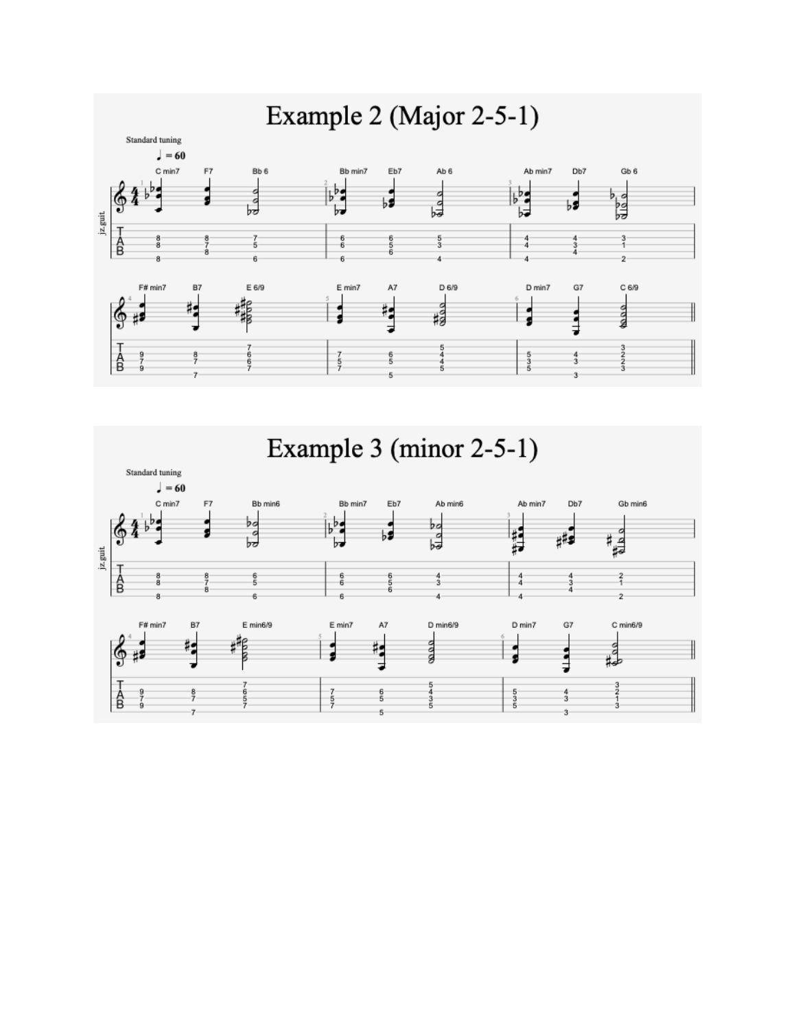# Example 2 (Major 2-5-1)

Standard tuning

♩ = 60

C min7 F7 Bb 6 | Bb min7 Eb7 Ab 6 | Ab min7 Db7 Gb 6

F# min7 B7 E 6/9 | E min7 A7 D 6/9 | D min7 G7 C 6/9

# Example 3 (minor 2-5-1)

Standard tuning

♩ = 60

C min7 F7 Bb min6 | Bb min7 Eb7 Ab min6 | Ab min7 Db7 Gb min6

F# min7 B7 E min6/9 | E min7 A7 D min6/9 | D min7 G7 C min6/9